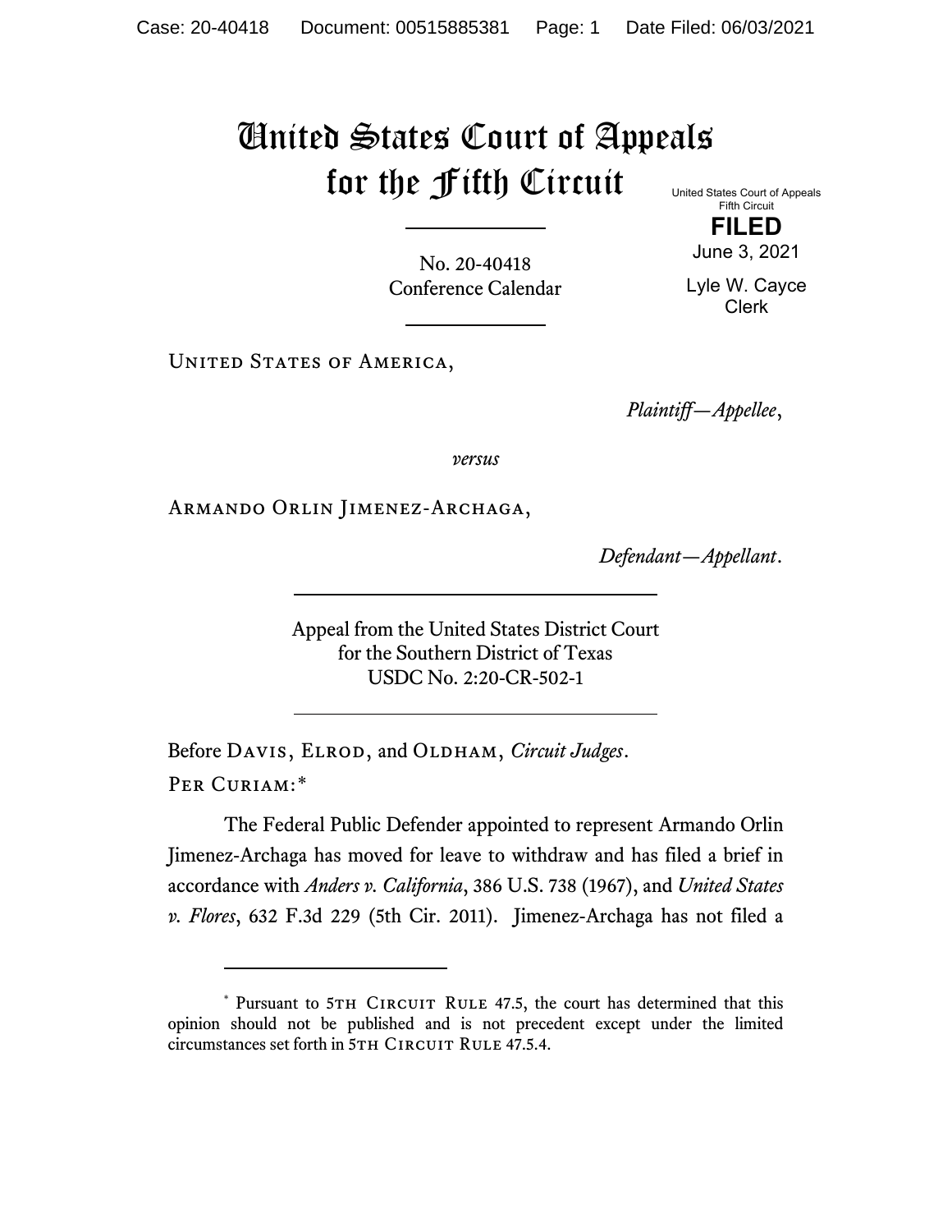# United States Court of Appeals for the Fifth Circuit

United States Court of Appeals
Fifth Circuit

**FILED**

June 3, 2021

Lyle W. Cayce
Clerk

No. 20-40418
Conference Calendar

United States of America,

*Plaintiff—Appellee*,

*versus*

Armando Orlin Jimenez-Archaga,

*Defendant—Appellant*.

Appeal from the United States District Court
for the Southern District of Texas
USDC No. 2:20-CR-502-1

Before Davis, Elrod, and Oldham, *Circuit Judges*.

Per Curiam:*

The Federal Public Defender appointed to represent Armando Orlin Jimenez-Archaga has moved for leave to withdraw and has filed a brief in accordance with *Anders v. California*, 386 U.S. 738 (1967), and *United States v. Flores*, 632 F.3d 229 (5th Cir. 2011). Jimenez-Archaga has not filed a

---

\* Pursuant to 5th Circuit Rule 47.5, the court has determined that this opinion should not be published and is not precedent except under the limited circumstances set forth in 5th Circuit Rule 47.5.4.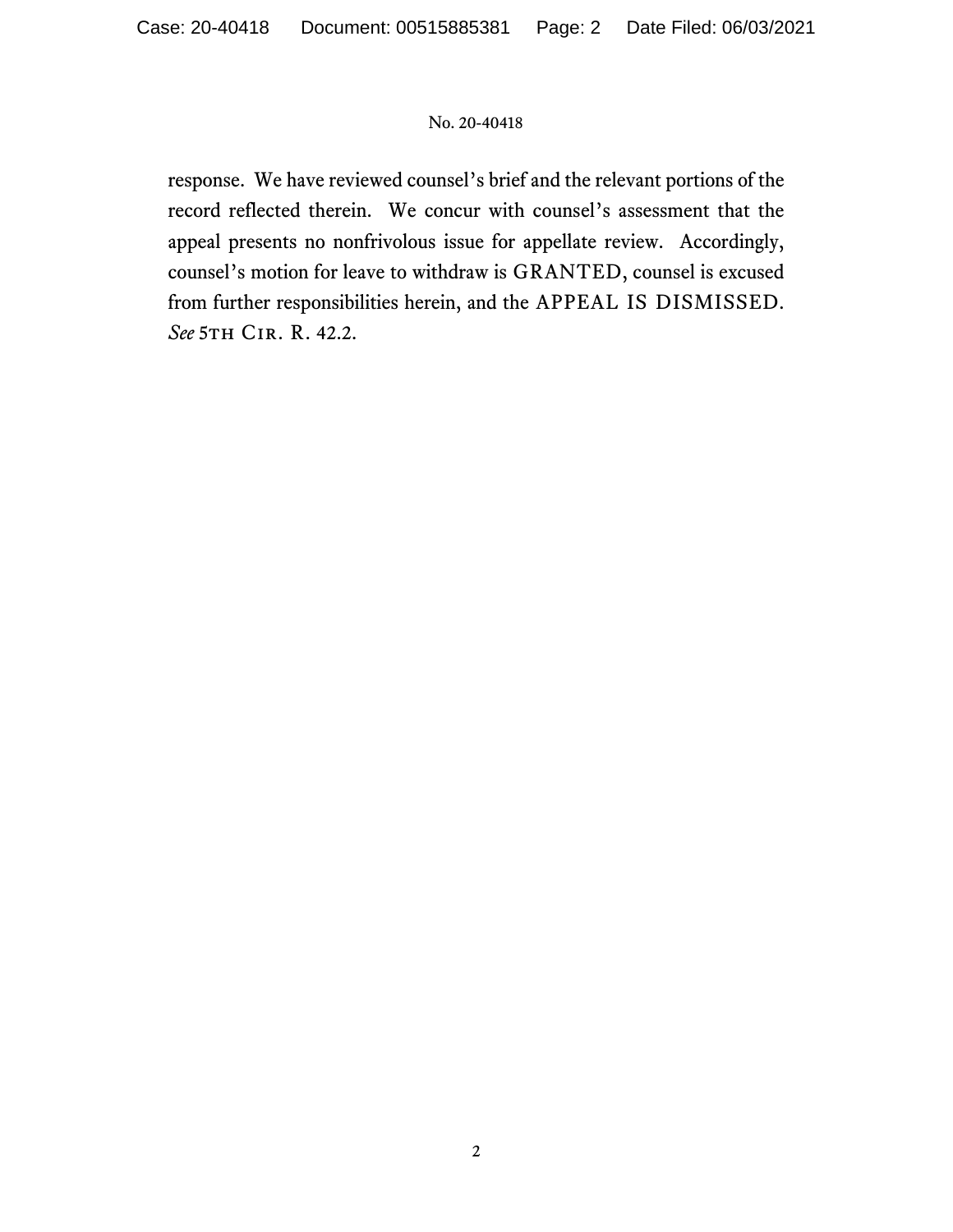response. We have reviewed counsel's brief and the relevant portions of the record reflected therein. We concur with counsel's assessment that the appeal presents no nonfrivolous issue for appellate review. Accordingly, counsel's motion for leave to withdraw is GRANTED, counsel is excused from further responsibilities herein, and the APPEAL IS DISMISSED. *See* 5TH CIR. R. 42.2.